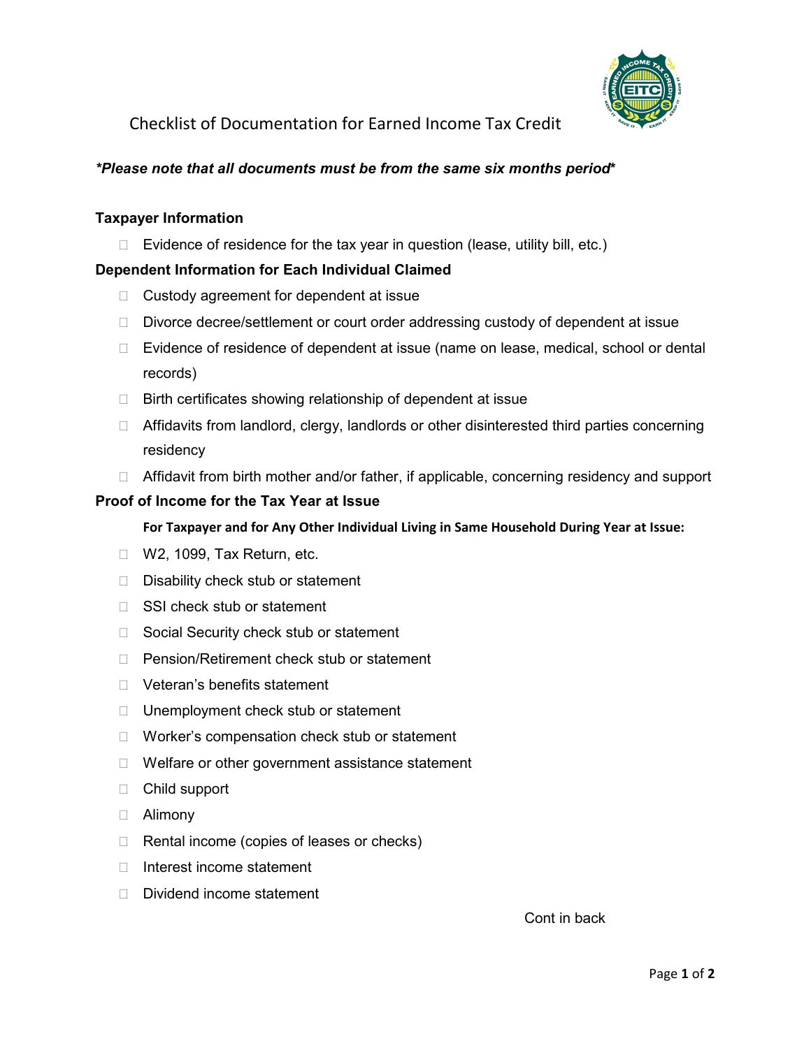# Checklist of Documentation for Earned Income Tax Credit

***Please note that all documents must be from the same six months period***

**Taxpayer Information**

- Evidence of residence for the tax year in question (lease, utility bill, etc.)

**Dependent Information for Each Individual Claimed**

- Custody agreement for dependent at issue
- Divorce decree/settlement or court order addressing custody of dependent at issue
- Evidence of residence of dependent at issue (name on lease, medical, school or dental records)
- Birth certificates showing relationship of dependent at issue
- Affidavits from landlord, clergy, landlords or other disinterested third parties concerning residency
- Affidavit from birth mother and/or father, if applicable, concerning residency and support

**Proof of Income for the Tax Year at Issue**

**For Taxpayer and for Any Other Individual Living in Same Household During Year at Issue:**

- W2, 1099, Tax Return, etc.
- Disability check stub or statement
- SSI check stub or statement
- Social Security check stub or statement
- Pension/Retirement check stub or statement
- Veteran's benefits statement
- Unemployment check stub or statement
- Worker's compensation check stub or statement
- Welfare or other government assistance statement
- Child support
- Alimony
- Rental income (copies of leases or checks)
- Interest income statement
- Dividend income statement

Cont in back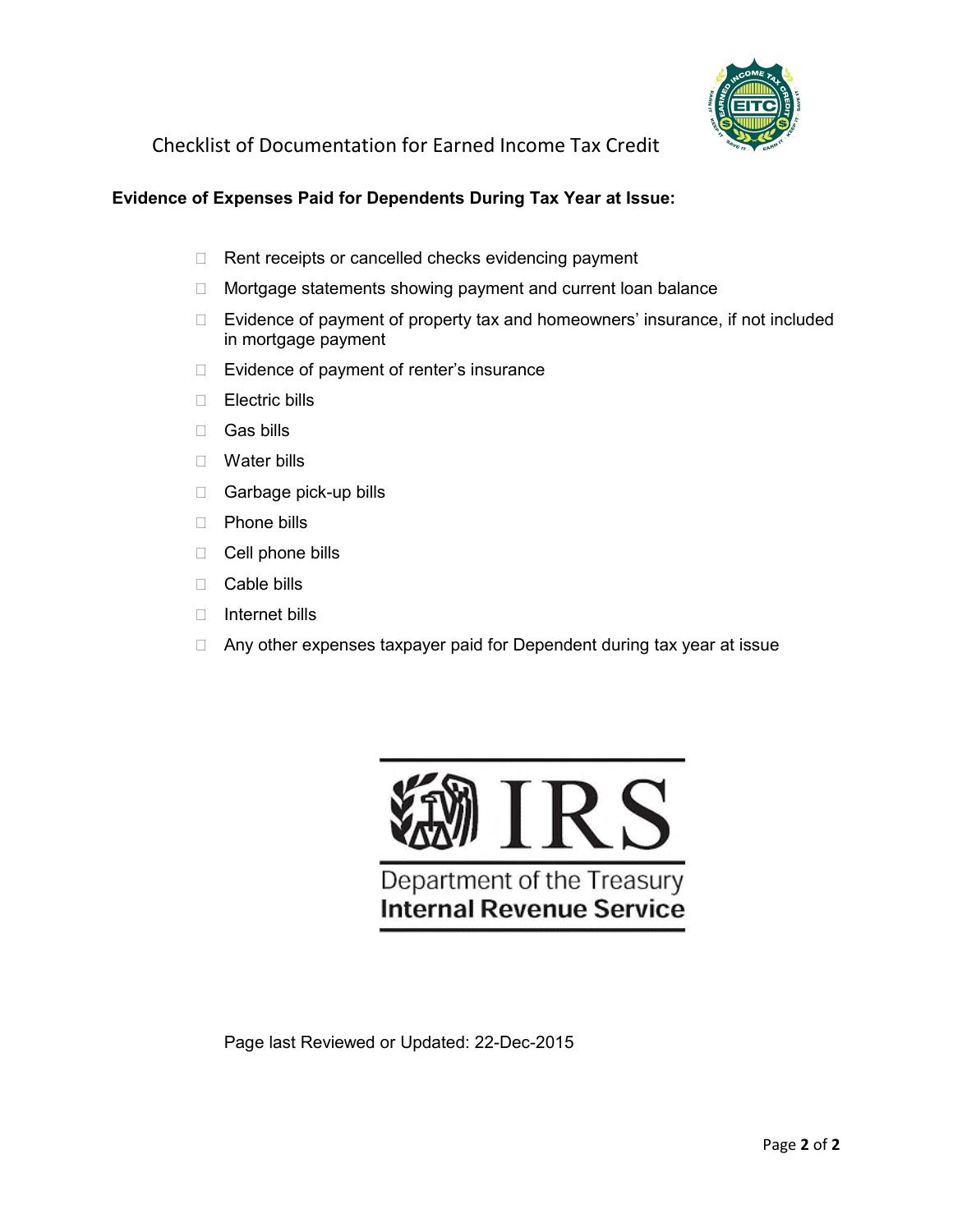Checklist of Documentation for Earned Income Tax Credit

**Evidence of Expenses Paid for Dependents During Tax Year at Issue:**

- Rent receipts or cancelled checks evidencing payment
- Mortgage statements showing payment and current loan balance
- Evidence of payment of property tax and homeowners' insurance, if not included in mortgage payment
- Evidence of payment of renter's insurance
- Electric bills
- Gas bills
- Water bills
- Garbage pick-up bills
- Phone bills
- Cell phone bills
- Cable bills
- Internet bills
- Any other expenses taxpayer paid for Dependent during tax year at issue

IRS
Department of the Treasury
Internal Revenue Service

Page last Reviewed or Updated: 22-Dec-2015